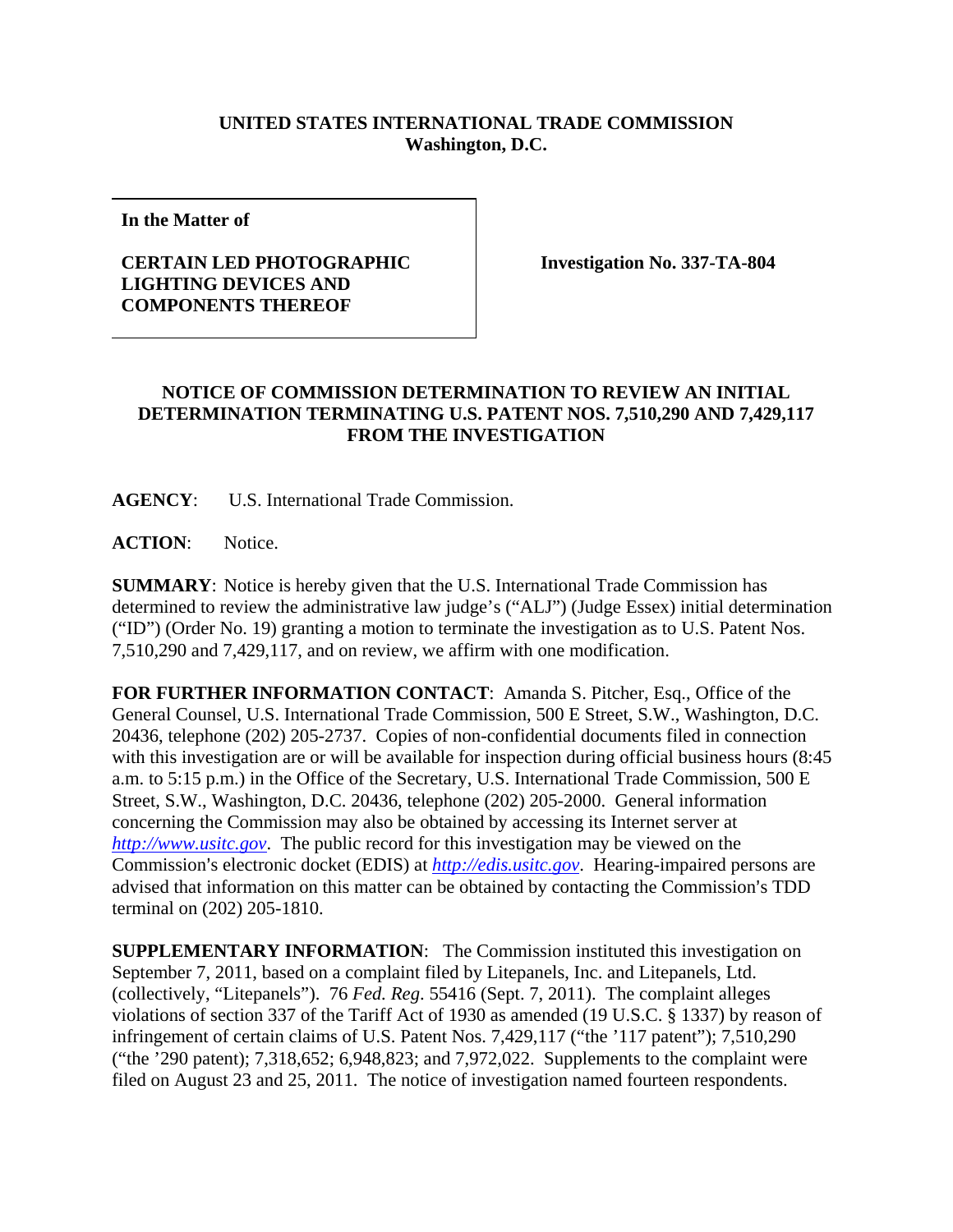**UNITED STATES INTERNATIONAL TRADE COMMISSION**
**Washington, D.C.**

| **In the Matter of**<br><br>**CERTAIN LED PHOTOGRAPHIC LIGHTING DEVICES AND COMPONENTS THEREOF** | **Investigation No. 337-TA-804** |
| --- | --- |

## NOTICE OF COMMISSION DETERMINATION TO REVIEW AN INITIAL DETERMINATION TERMINATING U.S. PATENT NOS. 7,510,290 AND 7,429,117 FROM THE INVESTIGATION

**AGENCY**: U.S. International Trade Commission.

**ACTION**: Notice.

**SUMMARY**: Notice is hereby given that the U.S. International Trade Commission has determined to review the administrative law judge's ("ALJ") (Judge Essex) initial determination ("ID") (Order No. 19) granting a motion to terminate the investigation as to U.S. Patent Nos. 7,510,290 and 7,429,117, and on review, we affirm with one modification.

**FOR FURTHER INFORMATION CONTACT**: Amanda S. Pitcher, Esq., Office of the General Counsel, U.S. International Trade Commission, 500 E Street, S.W., Washington, D.C. 20436, telephone (202) 205-2737. Copies of non-confidential documents filed in connection with this investigation are or will be available for inspection during official business hours (8:45 a.m. to 5:15 p.m.) in the Office of the Secretary, U.S. International Trade Commission, 500 E Street, S.W., Washington, D.C. 20436, telephone (202) 205-2000. General information concerning the Commission may also be obtained by accessing its Internet server at *http://www.usitc.gov*. The public record for this investigation may be viewed on the Commission's electronic docket (EDIS) at *http://edis.usitc.gov*. Hearing-impaired persons are advised that information on this matter can be obtained by contacting the Commission's TDD terminal on (202) 205-1810.

**SUPPLEMENTARY INFORMATION**: The Commission instituted this investigation on September 7, 2011, based on a complaint filed by Litepanels, Inc. and Litepanels, Ltd. (collectively, "Litepanels"). 76 *Fed. Reg*. 55416 (Sept. 7, 2011). The complaint alleges violations of section 337 of the Tariff Act of 1930 as amended (19 U.S.C. § 1337) by reason of infringement of certain claims of U.S. Patent Nos. 7,429,117 ("the '117 patent"); 7,510,290 ("the '290 patent); 7,318,652; 6,948,823; and 7,972,022. Supplements to the complaint were filed on August 23 and 25, 2011. The notice of investigation named fourteen respondents.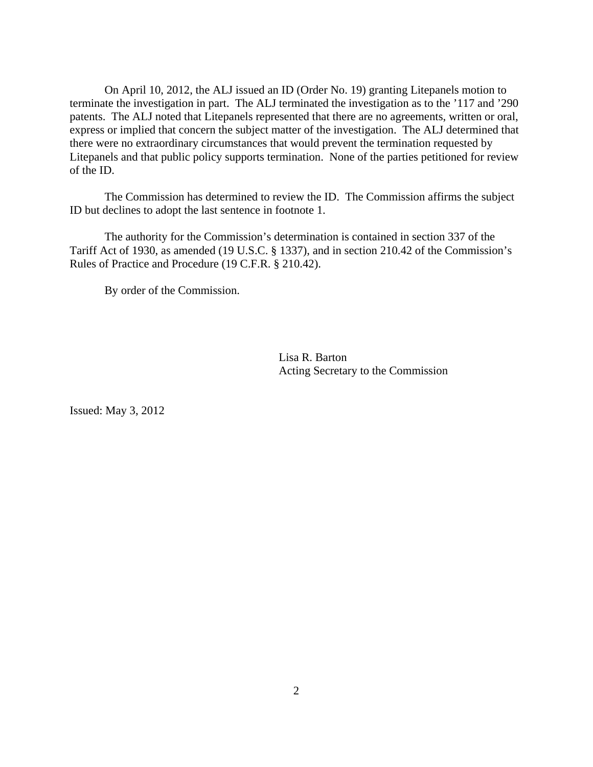On April 10, 2012, the ALJ issued an ID (Order No. 19) granting Litepanels motion to terminate the investigation in part. The ALJ terminated the investigation as to the ’117 and ’290 patents. The ALJ noted that Litepanels represented that there are no agreements, written or oral, express or implied that concern the subject matter of the investigation. The ALJ determined that there were no extraordinary circumstances that would prevent the termination requested by Litepanels and that public policy supports termination. None of the parties petitioned for review of the ID.

The Commission has determined to review the ID. The Commission affirms the subject ID but declines to adopt the last sentence in footnote 1.

The authority for the Commission’s determination is contained in section 337 of the Tariff Act of 1930, as amended (19 U.S.C. § 1337), and in section 210.42 of the Commission’s Rules of Practice and Procedure (19 C.F.R. § 210.42).

By order of the Commission.

Lisa R. Barton
Acting Secretary to the Commission

Issued: May 3, 2012